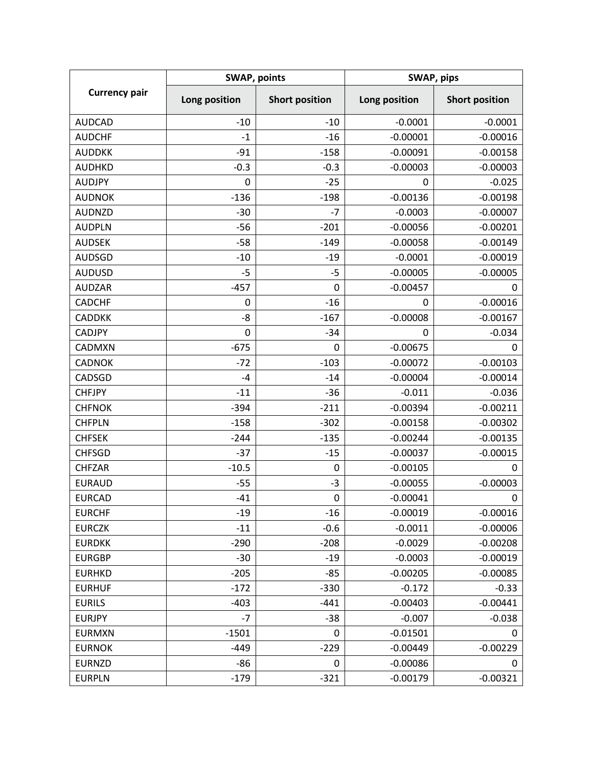| Currency pair | SWAP, points | | SWAP, pips | |
|---|---|---|---|---|
| | Long position | Short position | Long position | Short position |
| AUDCAD | -10 | -10 | -0.0001 | -0.0001 |
| AUDCHF | -1 | -16 | -0.00001 | -0.00016 |
| AUDDKK | -91 | -158 | -0.00091 | -0.00158 |
| AUDHKD | -0.3 | -0.3 | -0.00003 | -0.00003 |
| AUDJPY | 0 | -25 | 0 | -0.025 |
| AUDNOK | -136 | -198 | -0.00136 | -0.00198 |
| AUDNZD | -30 | -7 | -0.0003 | -0.00007 |
| AUDPLN | -56 | -201 | -0.00056 | -0.00201 |
| AUDSEK | -58 | -149 | -0.00058 | -0.00149 |
| AUDSGD | -10 | -19 | -0.0001 | -0.00019 |
| AUDUSD | -5 | -5 | -0.00005 | -0.00005 |
| AUDZAR | -457 | 0 | -0.00457 | 0 |
| CADCHF | 0 | -16 | 0 | -0.00016 |
| CADDKK | -8 | -167 | -0.00008 | -0.00167 |
| CADJPY | 0 | -34 | 0 | -0.034 |
| CADMXN | -675 | 0 | -0.00675 | 0 |
| CADNOK | -72 | -103 | -0.00072 | -0.00103 |
| CADSGD | -4 | -14 | -0.00004 | -0.00014 |
| CHFJPY | -11 | -36 | -0.011 | -0.036 |
| CHFNOK | -394 | -211 | -0.00394 | -0.00211 |
| CHFPLN | -158 | -302 | -0.00158 | -0.00302 |
| CHFSEK | -244 | -135 | -0.00244 | -0.00135 |
| CHFSGD | -37 | -15 | -0.00037 | -0.00015 |
| CHFZAR | -10.5 | 0 | -0.00105 | 0 |
| EURAUD | -55 | -3 | -0.00055 | -0.00003 |
| EURCAD | -41 | 0 | -0.00041 | 0 |
| EURCHF | -19 | -16 | -0.00019 | -0.00016 |
| EURCZK | -11 | -0.6 | -0.0011 | -0.00006 |
| EURDKK | -290 | -208 | -0.0029 | -0.00208 |
| EURGBP | -30 | -19 | -0.0003 | -0.00019 |
| EURHKD | -205 | -85 | -0.00205 | -0.00085 |
| EURHUF | -172 | -330 | -0.172 | -0.33 |
| EURILS | -403 | -441 | -0.00403 | -0.00441 |
| EURJPY | -7 | -38 | -0.007 | -0.038 |
| EURMXN | -1501 | 0 | -0.01501 | 0 |
| EURNOK | -449 | -229 | -0.00449 | -0.00229 |
| EURNZD | -86 | 0 | -0.00086 | 0 |
| EURPLN | -179 | -321 | -0.00179 | -0.00321 |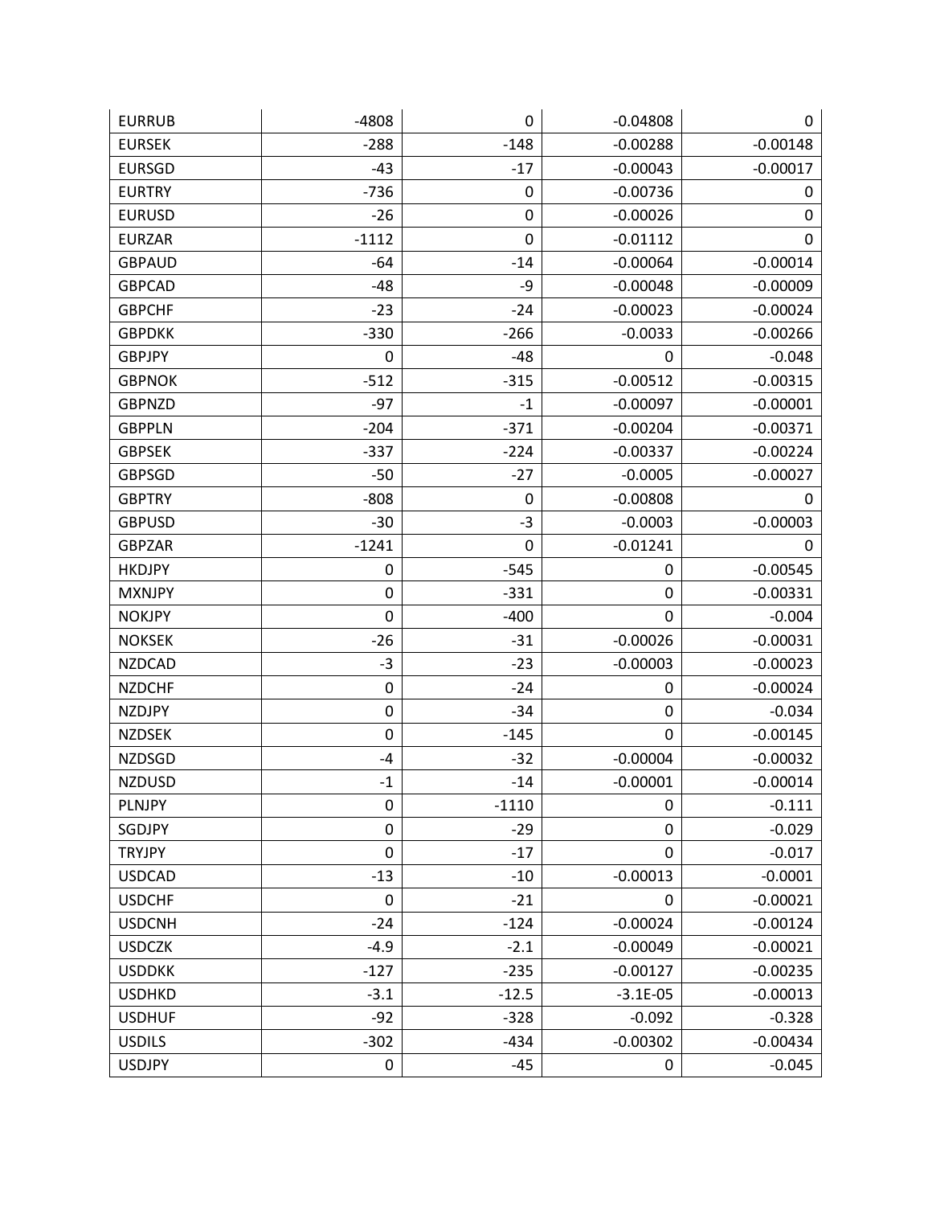| EURRUB | -4808 | 0 | -0.04808 | 0 |
|---|---|---|---|---|
| EURSEK | -288 | -148 | -0.00288 | -0.00148 |
| EURSGD | -43 | -17 | -0.00043 | -0.00017 |
| EURTRY | -736 | 0 | -0.00736 | 0 |
| EURUSD | -26 | 0 | -0.00026 | 0 |
| EURZAR | -1112 | 0 | -0.01112 | 0 |
| GBPAUD | -64 | -14 | -0.00064 | -0.00014 |
| GBPCAD | -48 | -9 | -0.00048 | -0.00009 |
| GBPCHF | -23 | -24 | -0.00023 | -0.00024 |
| GBPDKK | -330 | -266 | -0.0033 | -0.00266 |
| GBPJPY | 0 | -48 | 0 | -0.048 |
| GBPNOK | -512 | -315 | -0.00512 | -0.00315 |
| GBPNZD | -97 | -1 | -0.00097 | -0.00001 |
| GBPPLN | -204 | -371 | -0.00204 | -0.00371 |
| GBPSEK | -337 | -224 | -0.00337 | -0.00224 |
| GBPSGD | -50 | -27 | -0.0005 | -0.00027 |
| GBPTRY | -808 | 0 | -0.00808 | 0 |
| GBPUSD | -30 | -3 | -0.0003 | -0.00003 |
| GBPZAR | -1241 | 0 | -0.01241 | 0 |
| HKDJPY | 0 | -545 | 0 | -0.00545 |
| MXNJPY | 0 | -331 | 0 | -0.00331 |
| NOKJPY | 0 | -400 | 0 | -0.004 |
| NOKSEK | -26 | -31 | -0.00026 | -0.00031 |
| NZDCAD | -3 | -23 | -0.00003 | -0.00023 |
| NZDCHF | 0 | -24 | 0 | -0.00024 |
| NZDJPY | 0 | -34 | 0 | -0.034 |
| NZDSEK | 0 | -145 | 0 | -0.00145 |
| NZDSGD | -4 | -32 | -0.00004 | -0.00032 |
| NZDUSD | -1 | -14 | -0.00001 | -0.00014 |
| PLNJPY | 0 | -1110 | 0 | -0.111 |
| SGDJPY | 0 | -29 | 0 | -0.029 |
| TRYJPY | 0 | -17 | 0 | -0.017 |
| USDCAD | -13 | -10 | -0.00013 | -0.0001 |
| USDCHF | 0 | -21 | 0 | -0.00021 |
| USDCNH | -24 | -124 | -0.00024 | -0.00124 |
| USDCZK | -4.9 | -2.1 | -0.00049 | -0.00021 |
| USDDKK | -127 | -235 | -0.00127 | -0.00235 |
| USDHKD | -3.1 | -12.5 | -3.1E-05 | -0.00013 |
| USDHUF | -92 | -328 | -0.092 | -0.328 |
| USDILS | -302 | -434 | -0.00302 | -0.00434 |
| USDJPY | 0 | -45 | 0 | -0.045 |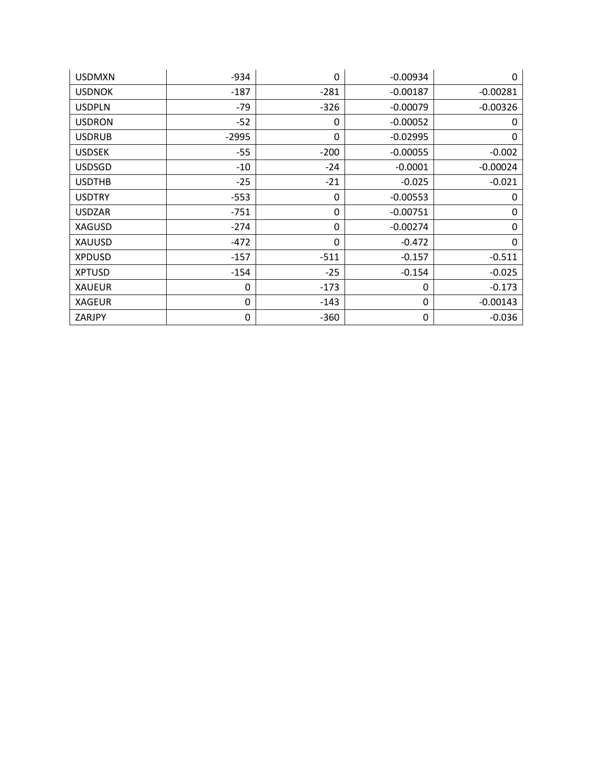| | | | | |
|---|---|---|---|---|
| USDMXN | -934 | 0 | -0.00934 | 0 |
| USDNOK | -187 | -281 | -0.00187 | -0.00281 |
| USDPLN | -79 | -326 | -0.00079 | -0.00326 |
| USDRON | -52 | 0 | -0.00052 | 0 |
| USDRUB | -2995 | 0 | -0.02995 | 0 |
| USDSEK | -55 | -200 | -0.00055 | -0.002 |
| USDSGD | -10 | -24 | -0.0001 | -0.00024 |
| USDTHB | -25 | -21 | -0.025 | -0.021 |
| USDTRY | -553 | 0 | -0.00553 | 0 |
| USDZAR | -751 | 0 | -0.00751 | 0 |
| XAGUSD | -274 | 0 | -0.00274 | 0 |
| XAUUSD | -472 | 0 | -0.472 | 0 |
| XPDUSD | -157 | -511 | -0.157 | -0.511 |
| XPTUSD | -154 | -25 | -0.154 | -0.025 |
| XAUEUR | 0 | -173 | 0 | -0.173 |
| XAGEUR | 0 | -143 | 0 | -0.00143 |
| ZARJPY | 0 | -360 | 0 | -0.036 |